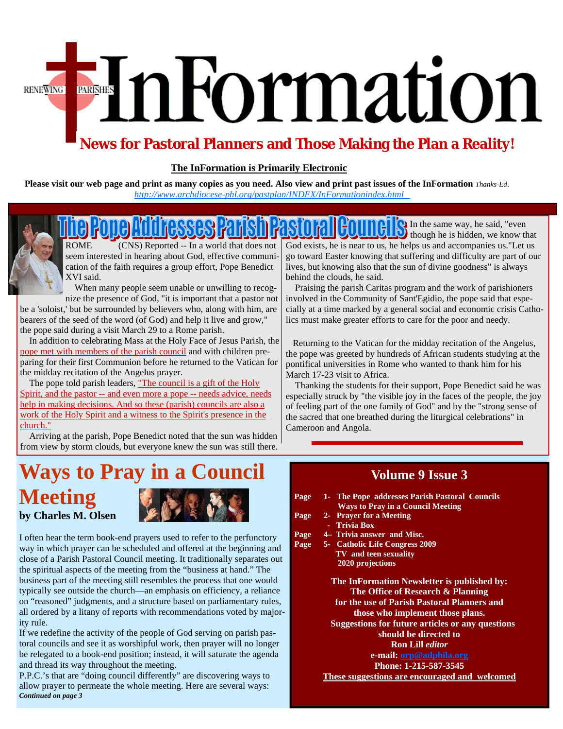# InFormation

RENEWING PARISHES

## News for Pastoral Planners and Those Making the Plan a Reality!

**The InFormation is Primarily Electronic**

**Please visit our web page and print as many copies as you need. Also view and print past issues of the InFormation** *Thanks-Ed.*
http://www.archdiocese-phl.org/pastplan/INDEX/InFormationindex.html

## The Pope Addresses Parish Pastoral Councils

ROME (CNS) Reported -- In a world that does not seem interested in hearing about God, effective communication of the faith requires a group effort, Pope Benedict XVI said.

When many people seem unable or unwilling to recognize the presence of God, "it is important that a pastor not be a 'soloist,' but be surrounded by believers who, along with him, are bearers of the seed of the word (of God) and help it live and grow," the pope said during a visit March 29 to a Rome parish.

In addition to celebrating Mass at the Holy Face of Jesus Parish, the pope met with members of the parish council and with children preparing for their first Communion before he returned to the Vatican for the midday recitation of the Angelus prayer.

The pope told parish leaders, "The council is a gift of the Holy Spirit, and the pastor -- and even more a pope -- needs advice, needs help in making decisions. And so these (parish) councils are also a work of the Holy Spirit and a witness to the Spirit's presence in the church."

Arriving at the parish, Pope Benedict noted that the sun was hidden from view by storm clouds, but everyone knew the sun was still there.

In the same way, he said, "even though he is hidden, we know that God exists, he is near to us, he helps us and accompanies us."Let us go toward Easter knowing that suffering and difficulty are part of our lives, but knowing also that the sun of divine goodness" is always behind the clouds, he said.

Praising the parish Caritas program and the work of parishioners involved in the Community of Sant'Egidio, the pope said that especially at a time marked by a general social and economic crisis Catholics must make greater efforts to care for the poor and needy.

Returning to the Vatican for the midday recitation of the Angelus, the pope was greeted by hundreds of African students studying at the pontifical universities in Rome who wanted to thank him for his March 17-23 visit to Africa.

Thanking the students for their support, Pope Benedict said he was especially struck by "the visible joy in the faces of the people, the joy of feeling part of the one family of God" and by the "strong sense of the sacred that one breathed during the liturgical celebrations" in Cameroon and Angola.

## Ways to Pray in a Council Meeting

**by Charles M. Olsen**

I often hear the term book-end prayers used to refer to the perfunctory way in which prayer can be scheduled and offered at the beginning and close of a Parish Pastoral Council meeting. It traditionally separates out the spiritual aspects of the meeting from the "business at hand." The business part of the meeting still resembles the process that one would typically see outside the church—an emphasis on efficiency, a reliance on "reasoned" judgments, and a structure based on parliamentary rules, all ordered by a litany of reports with recommendations voted by majority rule.

If we redefine the activity of the people of God serving on parish pastoral councils and see it as worshipful work, then prayer will no longer be relegated to a book-end position; instead, it will saturate the agenda and thread its way throughout the meeting.

P.P.C.'s that are "doing council differently" are discovering ways to allow prayer to permeate the whole meeting. Here are several ways:

***Continued on page 3***

## Volume 9 Issue 3

**Page 1- The Pope addresses Parish Pastoral Councils**
**Ways to Pray in a Council Meeting**
**Page 2- Prayer for a Meeting**
**- Trivia Box**
**Page 4– Trivia answer and Misc.**
**Page 5- Catholic Life Congress 2009**
**TV and teen sexuality**
**2020 projections**

**The InFormation Newsletter is published by:**
**The Office of Research & Planning**
**for the use of Parish Pastoral Planners and those who implement those plans.**
**Suggestions for future articles or any questions should be directed to**
**Ron Lill *editor***
**e-mail: orp@adphila.org**
**Phone: 1-215-587-3545**
**These suggestions are encouraged and welcomed**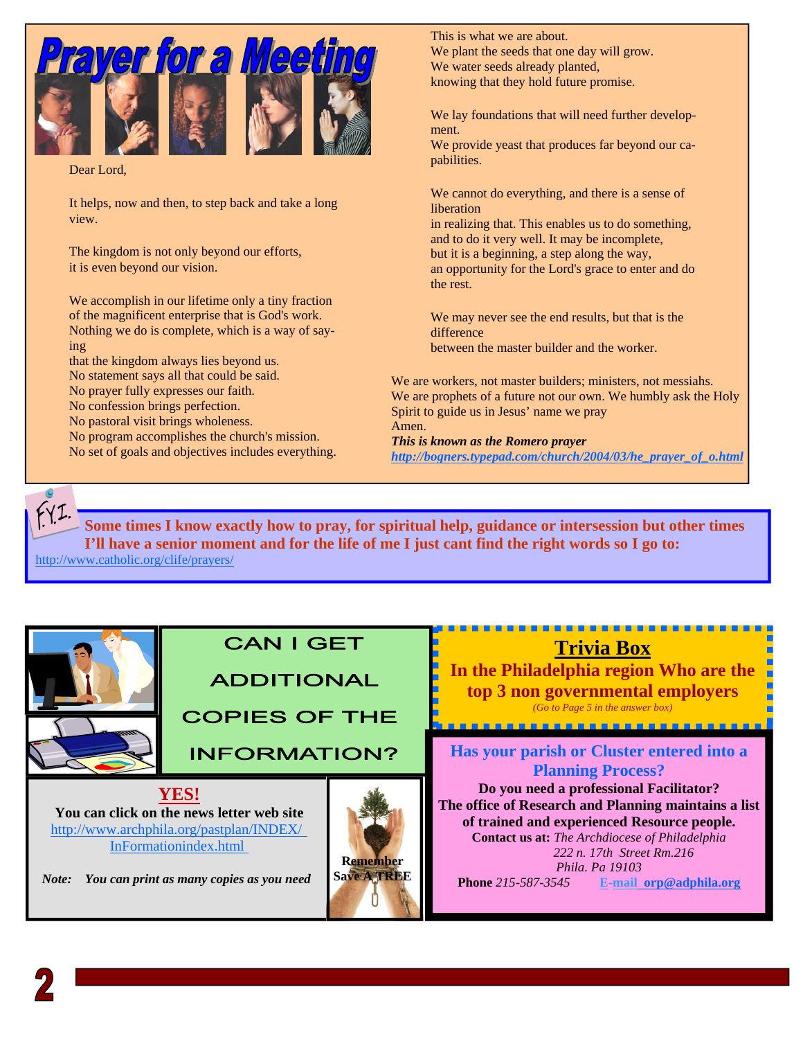# Prayer for a Meeting

Dear Lord,

It helps, now and then, to step back and take a long view.

The kingdom is not only beyond our efforts,
it is even beyond our vision.

We accomplish in our lifetime only a tiny fraction of the magnificent enterprise that is God's work.
Nothing we do is complete, which is a way of saying
that the kingdom always lies beyond us.
No statement says all that could be said.
No prayer fully expresses our faith.
No confession brings perfection.
No pastoral visit brings wholeness.
No program accomplishes the church's mission.
No set of goals and objectives includes everything.

This is what we are about.
We plant the seeds that one day will grow.
We water seeds already planted,
knowing that they hold future promise.

We lay foundations that will need further development.
We provide yeast that produces far beyond our capabilities.

We cannot do everything, and there is a sense of liberation
in realizing that. This enables us to do something,
and to do it very well. It may be incomplete,
but it is a beginning, a step along the way,
an opportunity for the Lord's grace to enter and do the rest.

We may never see the end results, but that is the difference
between the master builder and the worker.

We are workers, not master builders; ministers, not messiahs.
We are prophets of a future not our own. We humbly ask the Holy Spirit to guide us in Jesus' name we pray
Amen.

***This is known as the Romero prayer***
***http://bogners.typepad.com/church/2004/03/he_prayer_of_o.html***

F.Y.I.

**Some times I know exactly how to pray, for spiritual help, guidance or intersession but other times I'll have a senior moment and for the life of me I just cant find the right words so I go to:**
http://www.catholic.org/clife/prayers/

## CAN I GET ADDITIONAL COPIES OF THE INFORMATION?

**YES!**

**You can click on the news letter web site**
http://www.archphila.org/pastplan/INDEX/InFormationindex.html

***Note:*** *You can print as many copies as you need*

**Remember Save A TREE**

## Trivia Box

**In the Philadelphia region Who are the top 3 non governmental employers**

*(Go to Page 5 in the answer box)*

**Has your parish or Cluster entered into a Planning Process?**

**Do you need a professional Facilitator?**
**The office of Research and Planning maintains a list of trained and experienced Resource people.**
**Contact us at:** *The Archdiocese of Philadelphia*
*222 n. 17th Street Rm.216*
*Phila. Pa 19103*
**Phone** *215-587-3545* **E-mail orp@adphila.org**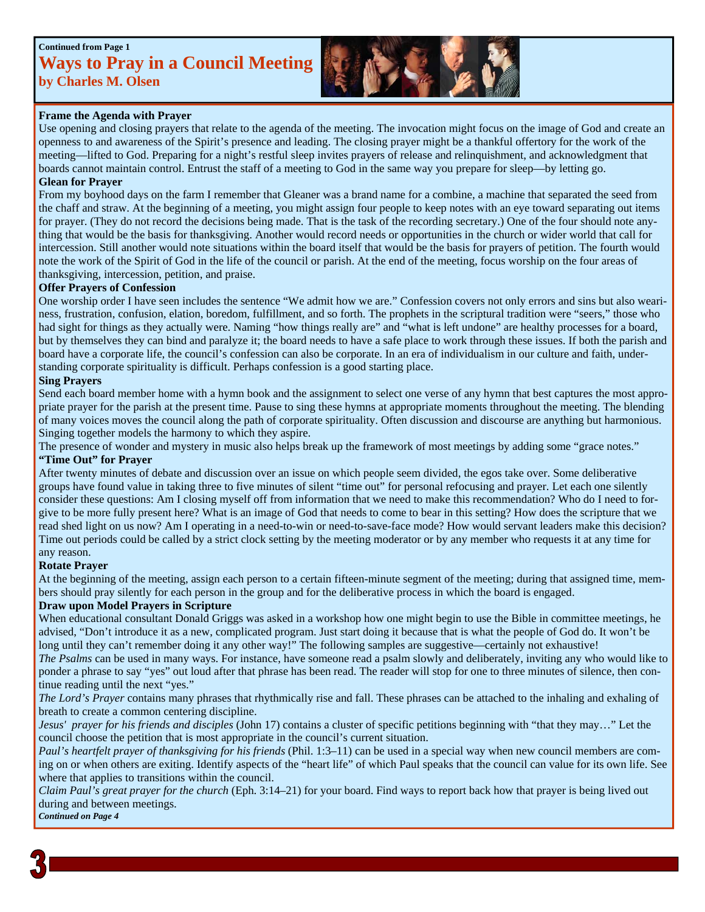Continued from Page 1

# Ways to Pray in a Council Meeting

**by Charles M. Olsen**

### Frame the Agenda with Prayer

Use opening and closing prayers that relate to the agenda of the meeting. The invocation might focus on the image of God and create an openness to and awareness of the Spirit's presence and leading. The closing prayer might be a thankful offertory for the work of the meeting—lifted to God. Preparing for a night's restful sleep invites prayers of release and relinquishment, and acknowledgment that boards cannot maintain control. Entrust the staff of a meeting to God in the same way you prepare for sleep—by letting go.

### Glean for Prayer

From my boyhood days on the farm I remember that Gleaner was a brand name for a combine, a machine that separated the seed from the chaff and straw. At the beginning of a meeting, you might assign four people to keep notes with an eye toward separating out items for prayer. (They do not record the decisions being made. That is the task of the recording secretary.) One of the four should note anything that would be the basis for thanksgiving. Another would record needs or opportunities in the church or wider world that call for intercession. Still another would note situations within the board itself that would be the basis for prayers of petition. The fourth would note the work of the Spirit of God in the life of the council or parish. At the end of the meeting, focus worship on the four areas of thanksgiving, intercession, petition, and praise.

### Offer Prayers of Confession

One worship order I have seen includes the sentence "We admit how we are." Confession covers not only errors and sins but also weariness, frustration, confusion, elation, boredom, fulfillment, and so forth. The prophets in the scriptural tradition were "seers," those who had sight for things as they actually were. Naming "how things really are" and "what is left undone" are healthy processes for a board, but by themselves they can bind and paralyze it; the board needs to have a safe place to work through these issues. If both the parish and board have a corporate life, the council's confession can also be corporate. In an era of individualism in our culture and faith, understanding corporate spirituality is difficult. Perhaps confession is a good starting place.

### Sing Prayers

Send each board member home with a hymn book and the assignment to select one verse of any hymn that best captures the most appropriate prayer for the parish at the present time. Pause to sing these hymns at appropriate moments throughout the meeting. The blending of many voices moves the council along the path of corporate spirituality. Often discussion and discourse are anything but harmonious. Singing together models the harmony to which they aspire.

The presence of wonder and mystery in music also helps break up the framework of most meetings by adding some "grace notes."

### "Time Out" for Prayer

After twenty minutes of debate and discussion over an issue on which people seem divided, the egos take over. Some deliberative groups have found value in taking three to five minutes of silent "time out" for personal refocusing and prayer. Let each one silently consider these questions: Am I closing myself off from information that we need to make this recommendation? Who do I need to forgive to be more fully present here? What is an image of God that needs to come to bear in this setting? How does the scripture that we read shed light on us now? Am I operating in a need-to-win or need-to-save-face mode? How would servant leaders make this decision? Time out periods could be called by a strict clock setting by the meeting moderator or by any member who requests it at any time for any reason.

### Rotate Prayer

At the beginning of the meeting, assign each person to a certain fifteen-minute segment of the meeting; during that assigned time, members should pray silently for each person in the group and for the deliberative process in which the board is engaged.

### Draw upon Model Prayers in Scripture

When educational consultant Donald Griggs was asked in a workshop how one might begin to use the Bible in committee meetings, he advised, "Don't introduce it as a new, complicated program. Just start doing it because that is what the people of God do. It won't be long until they can't remember doing it any other way!" The following samples are suggestive—certainly not exhaustive!

*The Psalms* can be used in many ways. For instance, have someone read a psalm slowly and deliberately, inviting any who would like to ponder a phrase to say "yes" out loud after that phrase has been read. The reader will stop for one to three minutes of silence, then continue reading until the next "yes."

*The Lord's Prayer* contains many phrases that rhythmically rise and fall. These phrases can be attached to the inhaling and exhaling of breath to create a common centering discipline.

*Jesus' prayer for his friends and disciples* (John 17) contains a cluster of specific petitions beginning with "that they may…" Let the council choose the petition that is most appropriate in the council's current situation.

*Paul's heartfelt prayer of thanksgiving for his friends* (Phil. 1:3–11) can be used in a special way when new council members are coming on or when others are exiting. Identify aspects of the "heart life" of which Paul speaks that the council can value for its own life. See where that applies to transitions within the council.

*Claim Paul's great prayer for the church* (Eph. 3:14–21) for your board. Find ways to report back how that prayer is being lived out during and between meetings.

*Continued on Page 4*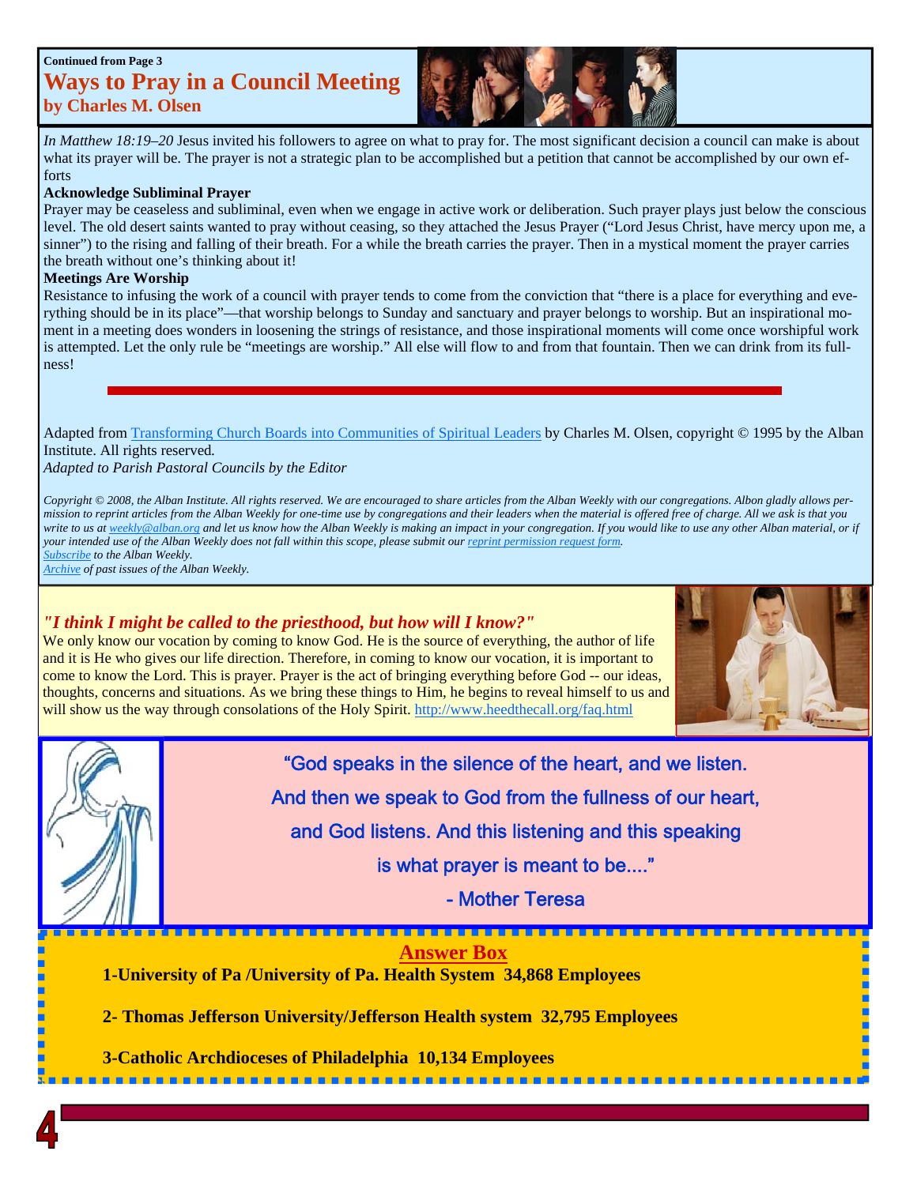**Continued from Page 3**

## Ways to Pray in a Council Meeting

**by Charles M. Olsen**

*In Matthew 18:19–20* Jesus invited his followers to agree on what to pray for. The most significant decision a council can make is about what its prayer will be. The prayer is not a strategic plan to be accomplished but a petition that cannot be accomplished by our own efforts

**Acknowledge Subliminal Prayer**

Prayer may be ceaseless and subliminal, even when we engage in active work or deliberation. Such prayer plays just below the conscious level. The old desert saints wanted to pray without ceasing, so they attached the Jesus Prayer ("Lord Jesus Christ, have mercy upon me, a sinner") to the rising and falling of their breath. For a while the breath carries the prayer. Then in a mystical moment the prayer carries the breath without one's thinking about it!

**Meetings Are Worship**

Resistance to infusing the work of a council with prayer tends to come from the conviction that "there is a place for everything and everything should be in its place"—that worship belongs to Sunday and sanctuary and prayer belongs to worship. But an inspirational moment in a meeting does wonders in loosening the strings of resistance, and those inspirational moments will come once worshipful work is attempted. Let the only rule be "meetings are worship." All else will flow to and from that fountain. Then we can drink from its fullness!

Adapted from Transforming Church Boards into Communities of Spiritual Leaders by Charles M. Olsen, copyright © 1995 by the Alban Institute. All rights reserved.

*Adapted to Parish Pastoral Councils by the Editor*

*Copyright © 2008, the Alban Institute. All rights reserved. We are encouraged to share articles from the Alban Weekly with our congregations. Albon gladly allows permission to reprint articles from the Alban Weekly for one-time use by congregations and their leaders when the material is offered free of charge. All we ask is that you write to us at weekly@alban.org and let us know how the Alban Weekly is making an impact in your congregation. If you would like to use any other Alban material, or if your intended use of the Alban Weekly does not fall within this scope, please submit our reprint permission request form.*

*Subscribe to the Alban Weekly.*

*Archive of past issues of the Alban Weekly.*

### *"I think I might be called to the priesthood, but how will I know?"*

We only know our vocation by coming to know God. He is the source of everything, the author of life and it is He who gives our life direction. Therefore, in coming to know our vocation, it is important to come to know the Lord. This is prayer. Prayer is the act of bringing everything before God -- our ideas, thoughts, concerns and situations. As we bring these things to Him, he begins to reveal himself to us and will show us the way through consolations of the Holy Spirit. http://www.heedthecall.org/faq.html

"God speaks in the silence of the heart, and we listen.
And then we speak to God from the fullness of our heart,
and God listens. And this listening and this speaking
is what prayer is meant to be...."

- Mother Teresa

## Answer Box

**1-University of Pa /University of Pa. Health System 34,868 Employees**

**2- Thomas Jefferson University/Jefferson Health system 32,795 Employees**

**3-Catholic Archdioceses of Philadelphia 10,134 Employees**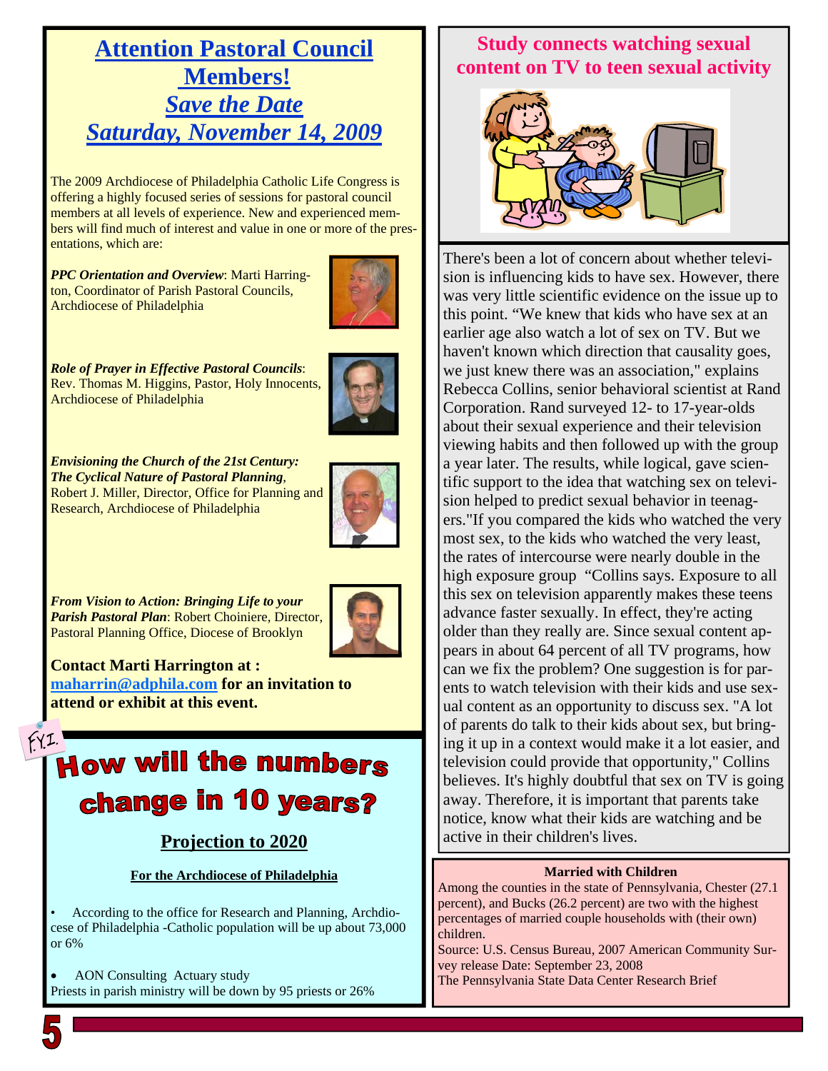## Attention Pastoral Council Members!

## *Save the Date*

## *Saturday, November 14, 2009*

The 2009 Archdiocese of Philadelphia Catholic Life Congress is offering a highly focused series of sessions for pastoral council members at all levels of experience. New and experienced members will find much of interest and value in one or more of the presentations, which are:

***PPC Orientation and Overview***: Marti Harrington, Coordinator of Parish Pastoral Councils, Archdiocese of Philadelphia

***Role of Prayer in Effective Pastoral Councils***: Rev. Thomas M. Higgins, Pastor, Holy Innocents, Archdiocese of Philadelphia

***Envisioning the Church of the 21st Century: The Cyclical Nature of Pastoral Planning***, Robert J. Miller, Director, Office for Planning and Research, Archdiocese of Philadelphia

***From Vision to Action: Bringing Life to your Parish Pastoral Plan***: Robert Choiniere, Director, Pastoral Planning Office, Diocese of Brooklyn

**Contact Marti Harrington at : maharrin@adphila.com for an invitation to attend or exhibit at this event.**

F.Y.I.

## How will the numbers change in 10 years?

### Projection to 2020

**For the Archdiocese of Philadelphia**

- According to the office for Research and Planning, Archdiocese of Philadelphia -Catholic population will be up about 73,000 or 6%

- AON Consulting Actuary study
Priests in parish ministry will be down by 95 priests or 26%

## Study connects watching sexual content on TV to teen sexual activity

There's been a lot of concern about whether television is influencing kids to have sex. However, there was very little scientific evidence on the issue up to this point. "We knew that kids who have sex at an earlier age also watch a lot of sex on TV. But we haven't known which direction that causality goes, we just knew there was an association," explains Rebecca Collins, senior behavioral scientist at Rand Corporation. Rand surveyed 12- to 17-year-olds about their sexual experience and their television viewing habits and then followed up with the group a year later. The results, while logical, gave scientific support to the idea that watching sex on television helped to predict sexual behavior in teenagers."If you compared the kids who watched the very most sex, to the kids who watched the very least, the rates of intercourse were nearly double in the high exposure group "Collins says. Exposure to all this sex on television apparently makes these teens advance faster sexually. In effect, they're acting older than they really are. Since sexual content appears in about 64 percent of all TV programs, how can we fix the problem? One suggestion is for parents to watch television with their kids and use sexual content as an opportunity to discuss sex. "A lot of parents do talk to their kids about sex, but bringing it up in a context would make it a lot easier, and television could provide that opportunity," Collins believes. It's highly doubtful that sex on TV is going away. Therefore, it is important that parents take notice, know what their kids are watching and be active in their children's lives.

**Married with Children**

Among the counties in the state of Pennsylvania, Chester (27.1 percent), and Bucks (26.2 percent) are two with the highest percentages of married couple households with (their own) children.

Source: U.S. Census Bureau, 2007 American Community Survey release Date: September 23, 2008
The Pennsylvania State Data Center Research Brief